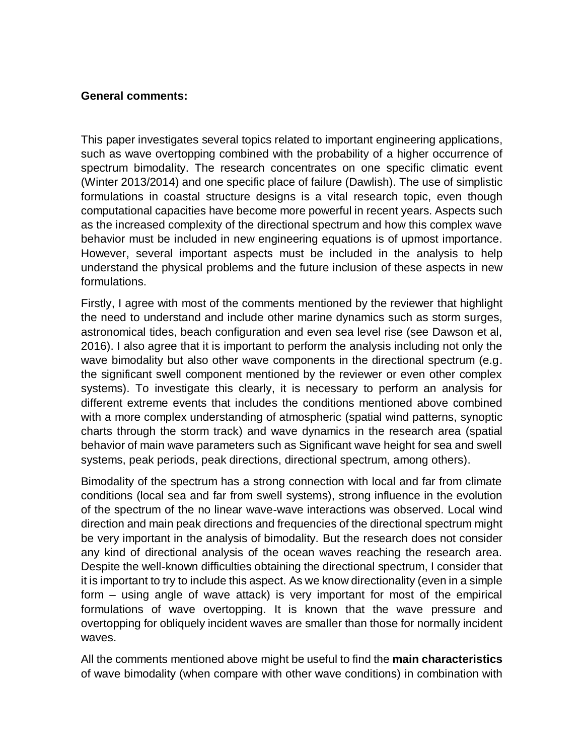**General comments:**

This paper investigates several topics related to important engineering applications, such as wave overtopping combined with the probability of a higher occurrence of spectrum bimodality. The research concentrates on one specific climatic event (Winter 2013/2014) and one specific place of failure (Dawlish). The use of simplistic formulations in coastal structure designs is a vital research topic, even though computational capacities have become more powerful in recent years. Aspects such as the increased complexity of the directional spectrum and how this complex wave behavior must be included in new engineering equations is of upmost importance. However, several important aspects must be included in the analysis to help understand the physical problems and the future inclusion of these aspects in new formulations.

Firstly, I agree with most of the comments mentioned by the reviewer that highlight the need to understand and include other marine dynamics such as storm surges, astronomical tides, beach configuration and even sea level rise (see Dawson et al, 2016). I also agree that it is important to perform the analysis including not only the wave bimodality but also other wave components in the directional spectrum (e.g. the significant swell component mentioned by the reviewer or even other complex systems). To investigate this clearly, it is necessary to perform an analysis for different extreme events that includes the conditions mentioned above combined with a more complex understanding of atmospheric (spatial wind patterns, synoptic charts through the storm track) and wave dynamics in the research area (spatial behavior of main wave parameters such as Significant wave height for sea and swell systems, peak periods, peak directions, directional spectrum, among others).

Bimodality of the spectrum has a strong connection with local and far from climate conditions (local sea and far from swell systems), strong influence in the evolution of the spectrum of the no linear wave-wave interactions was observed. Local wind direction and main peak directions and frequencies of the directional spectrum might be very important in the analysis of bimodality. But the research does not consider any kind of directional analysis of the ocean waves reaching the research area. Despite the well-known difficulties obtaining the directional spectrum, I consider that it is important to try to include this aspect. As we know directionality (even in a simple form – using angle of wave attack) is very important for most of the empirical formulations of wave overtopping. It is known that the wave pressure and overtopping for obliquely incident waves are smaller than those for normally incident waves.

All the comments mentioned above might be useful to find the **main characteristics** of wave bimodality (when compare with other wave conditions) in combination with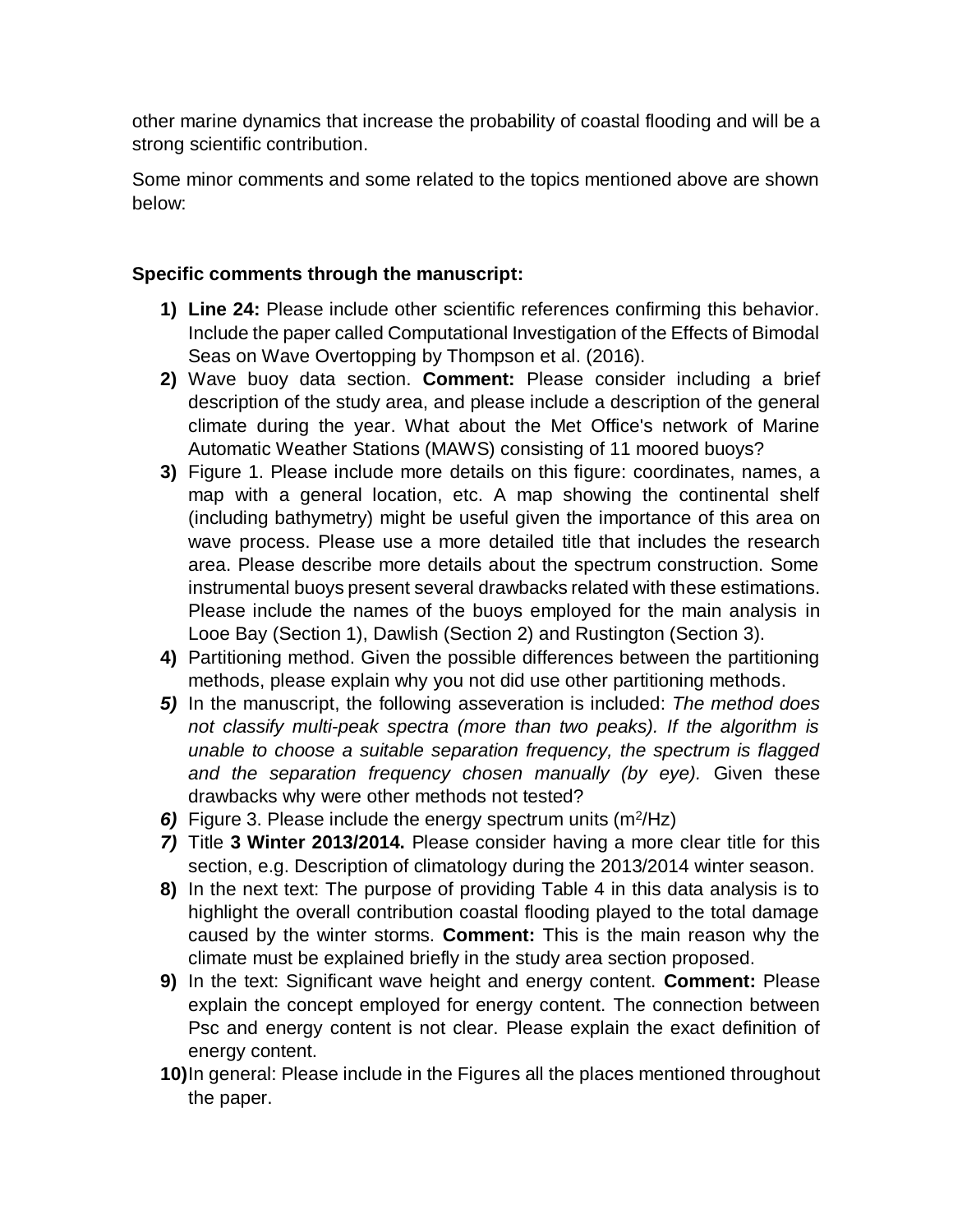other marine dynamics that increase the probability of coastal flooding and will be a strong scientific contribution.

Some minor comments and some related to the topics mentioned above are shown below:

**Specific comments through the manuscript:**

1) **Line 24:** Please include other scientific references confirming this behavior. Include the paper called Computational Investigation of the Effects of Bimodal Seas on Wave Overtopping by Thompson et al. (2016).
2) Wave buoy data section. **Comment:** Please consider including a brief description of the study area, and please include a description of the general climate during the year. What about the Met Office's network of Marine Automatic Weather Stations (MAWS) consisting of 11 moored buoys?
3) Figure 1. Please include more details on this figure: coordinates, names, a map with a general location, etc. A map showing the continental shelf (including bathymetry) might be useful given the importance of this area on wave process. Please use a more detailed title that includes the research area. Please describe more details about the spectrum construction. Some instrumental buoys present several drawbacks related with these estimations. Please include the names of the buoys employed for the main analysis in Looe Bay (Section 1), Dawlish (Section 2) and Rustington (Section 3).
4) Partitioning method. Given the possible differences between the partitioning methods, please explain why you not did use other partitioning methods.
5) In the manuscript, the following asseveration is included: *The method does not classify multi-peak spectra (more than two peaks). If the algorithm is unable to choose a suitable separation frequency, the spectrum is flagged and the separation frequency chosen manually (by eye).* Given these drawbacks why were other methods not tested?
6) Figure 3. Please include the energy spectrum units ($m^2$/Hz)
7) Title **3 Winter 2013/2014.** Please consider having a more clear title for this section, e.g. Description of climatology during the 2013/2014 winter season.
8) In the next text: The purpose of providing Table 4 in this data analysis is to highlight the overall contribution coastal flooding played to the total damage caused by the winter storms. **Comment:** This is the main reason why the climate must be explained briefly in the study area section proposed.
9) In the text: Significant wave height and energy content. **Comment:** Please explain the concept employed for energy content. The connection between Psc and energy content is not clear. Please explain the exact definition of energy content.
10) In general: Please include in the Figures all the places mentioned throughout the paper.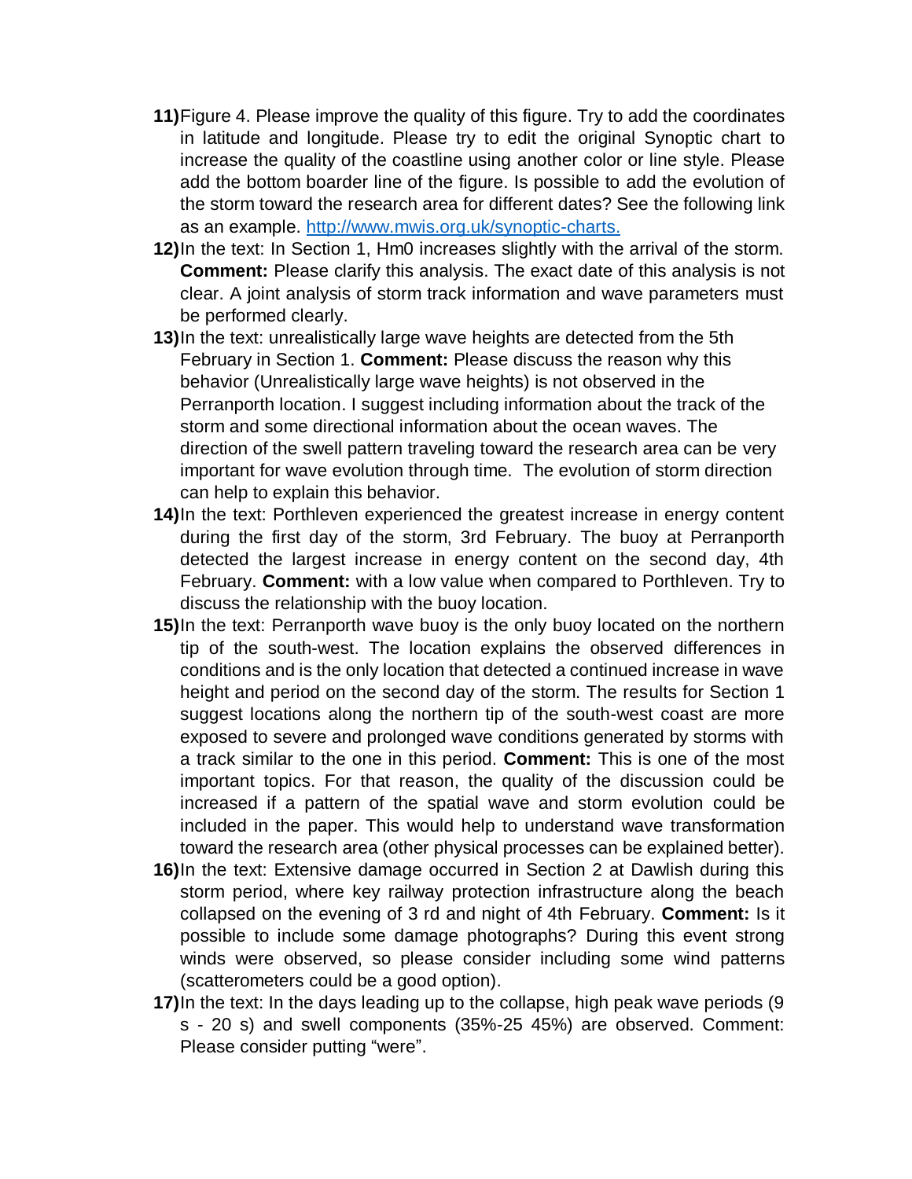11) Figure 4. Please improve the quality of this figure. Try to add the coordinates in latitude and longitude. Please try to edit the original Synoptic chart to increase the quality of the coastline using another color or line style. Please add the bottom boarder line of the figure. Is possible to add the evolution of the storm toward the research area for different dates? See the following link as an example. [http://www.mwis.org.uk/synoptic-charts.](http://www.mwis.org.uk/synoptic-charts)

12) In the text: In Section 1, Hm0 increases slightly with the arrival of the storm. **Comment:** Please clarify this analysis. The exact date of this analysis is not clear. A joint analysis of storm track information and wave parameters must be performed clearly.

13) In the text: unrealistically large wave heights are detected from the 5th February in Section 1. **Comment:** Please discuss the reason why this behavior (Unrealistically large wave heights) is not observed in the Perranporth location. I suggest including information about the track of the storm and some directional information about the ocean waves. The direction of the swell pattern traveling toward the research area can be very important for wave evolution through time. The evolution of storm direction can help to explain this behavior.

14) In the text: Porthleven experienced the greatest increase in energy content during the first day of the storm, 3rd February. The buoy at Perranporth detected the largest increase in energy content on the second day, 4th February. **Comment:** with a low value when compared to Porthleven. Try to discuss the relationship with the buoy location.

15) In the text: Perranporth wave buoy is the only buoy located on the northern tip of the south-west. The location explains the observed differences in conditions and is the only location that detected a continued increase in wave height and period on the second day of the storm. The results for Section 1 suggest locations along the northern tip of the south-west coast are more exposed to severe and prolonged wave conditions generated by storms with a track similar to the one in this period. **Comment:** This is one of the most important topics. For that reason, the quality of the discussion could be increased if a pattern of the spatial wave and storm evolution could be included in the paper. This would help to understand wave transformation toward the research area (other physical processes can be explained better).

16) In the text: Extensive damage occurred in Section 2 at Dawlish during this storm period, where key railway protection infrastructure along the beach collapsed on the evening of 3 rd and night of 4th February. **Comment:** Is it possible to include some damage photographs? During this event strong winds were observed, so please consider including some wind patterns (scatterometers could be a good option).

17) In the text: In the days leading up to the collapse, high peak wave periods (9 s - 20 s) and swell components (35%-25 45%) are observed. Comment: Please consider putting "were".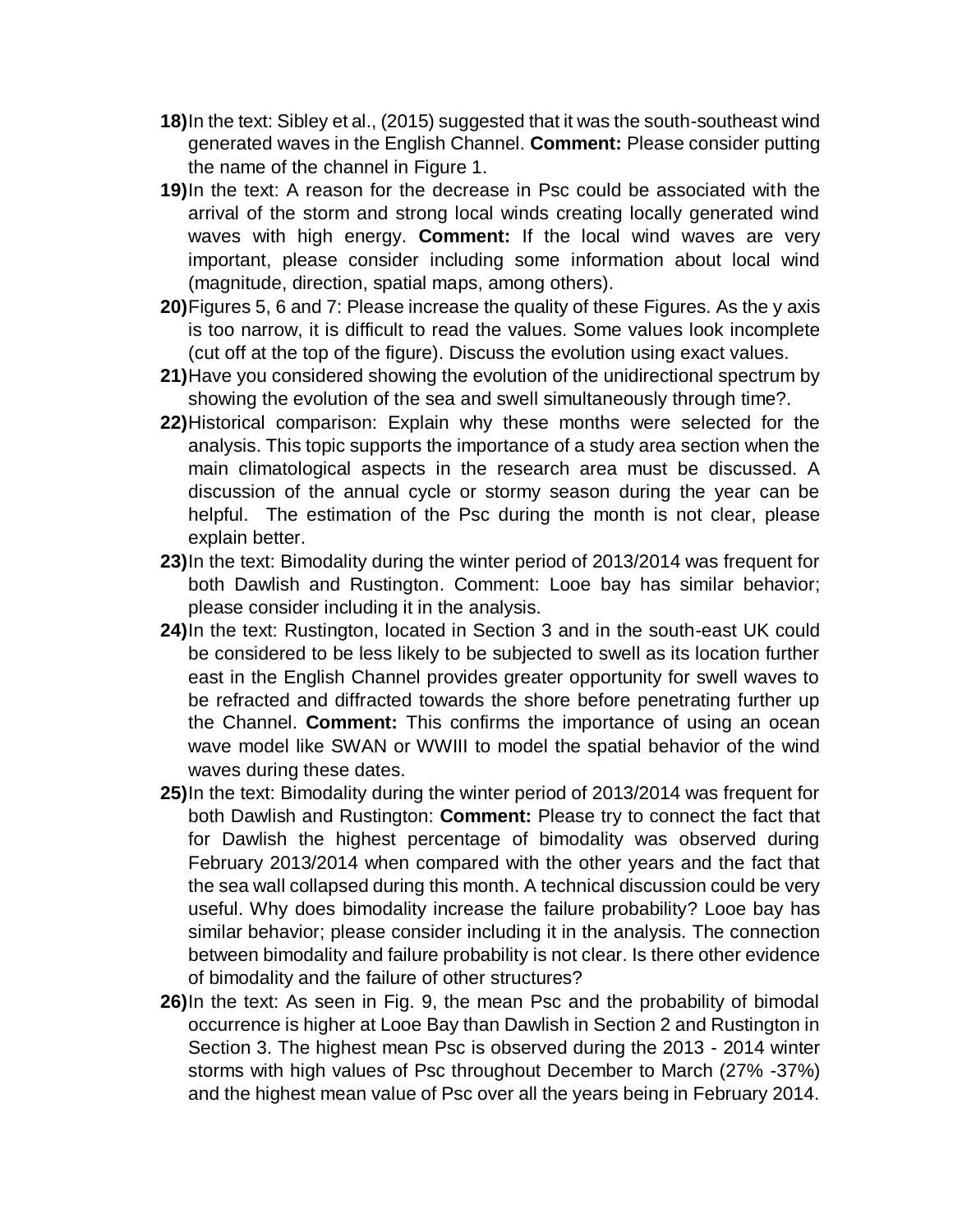18) In the text: Sibley et al., (2015) suggested that it was the south-southeast wind generated waves in the English Channel. **Comment:** Please consider putting the name of the channel in Figure 1.

19) In the text: A reason for the decrease in Psc could be associated with the arrival of the storm and strong local winds creating locally generated wind waves with high energy. **Comment:** If the local wind waves are very important, please consider including some information about local wind (magnitude, direction, spatial maps, among others).

20) Figures 5, 6 and 7: Please increase the quality of these Figures. As the y axis is too narrow, it is difficult to read the values. Some values look incomplete (cut off at the top of the figure). Discuss the evolution using exact values.

21) Have you considered showing the evolution of the unidirectional spectrum by showing the evolution of the sea and swell simultaneously through time?.

22) Historical comparison: Explain why these months were selected for the analysis. This topic supports the importance of a study area section when the main climatological aspects in the research area must be discussed. A discussion of the annual cycle or stormy season during the year can be helpful. The estimation of the Psc during the month is not clear, please explain better.

23) In the text: Bimodality during the winter period of 2013/2014 was frequent for both Dawlish and Rustington. Comment: Looe bay has similar behavior; please consider including it in the analysis.

24) In the text: Rustington, located in Section 3 and in the south-east UK could be considered to be less likely to be subjected to swell as its location further east in the English Channel provides greater opportunity for swell waves to be refracted and diffracted towards the shore before penetrating further up the Channel. **Comment:** This confirms the importance of using an ocean wave model like SWAN or WWIII to model the spatial behavior of the wind waves during these dates.

25) In the text: Bimodality during the winter period of 2013/2014 was frequent for both Dawlish and Rustington: **Comment:** Please try to connect the fact that for Dawlish the highest percentage of bimodality was observed during February 2013/2014 when compared with the other years and the fact that the sea wall collapsed during this month. A technical discussion could be very useful. Why does bimodality increase the failure probability? Looe bay has similar behavior; please consider including it in the analysis. The connection between bimodality and failure probability is not clear. Is there other evidence of bimodality and the failure of other structures?

26) In the text: As seen in Fig. 9, the mean Psc and the probability of bimodal occurrence is higher at Looe Bay than Dawlish in Section 2 and Rustington in Section 3. The highest mean Psc is observed during the 2013 - 2014 winter storms with high values of Psc throughout December to March (27% -37%) and the highest mean value of Psc over all the years being in February 2014.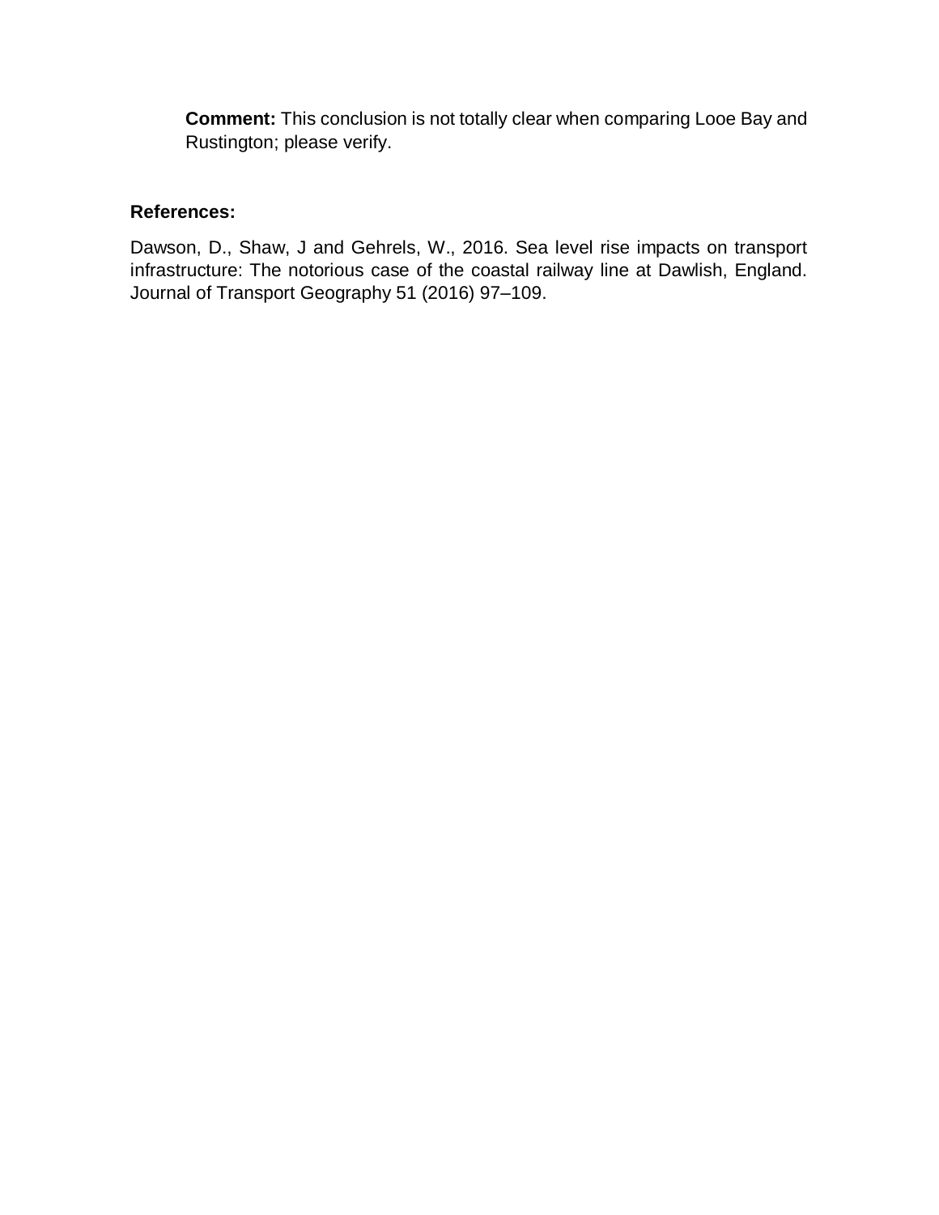**Comment:** This conclusion is not totally clear when comparing Looe Bay and Rustington; please verify.

**References:**

Dawson, D., Shaw, J and Gehrels, W., 2016. Sea level rise impacts on transport infrastructure: The notorious case of the coastal railway line at Dawlish, England. Journal of Transport Geography 51 (2016) 97–109.